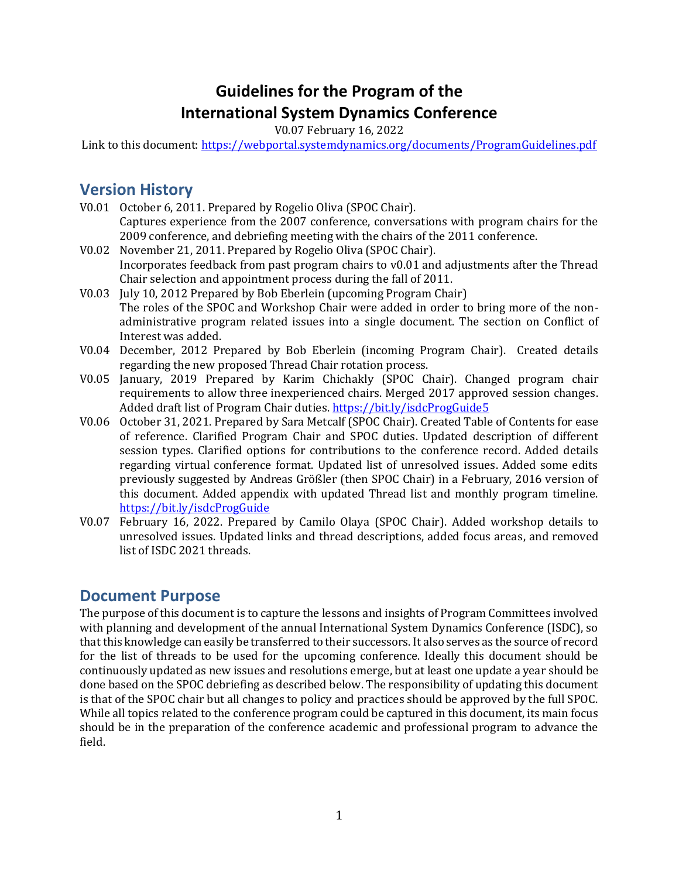# Guidelines for the Program of the International System Dynamics Conference

V0.07 February 16, 2022

Link to this document: https://webportal.systemdynamics.org/documents/ProgramGuidelines.pdf

## Version History

V0.01 October 6, 2011. Prepared by Rogelio Oliva (SPOC Chair). Captures experience from the 2007 conference, conversations with program chairs for the 2009 conference, and debriefing meeting with the chairs of the 2011 conference.

V0.02 November 21, 2011. Prepared by Rogelio Oliva (SPOC Chair). Incorporates feedback from past program chairs to v0.01 and adjustments after the Thread Chair selection and appointment process during the fall of 2011.

V0.03 July 10, 2012 Prepared by Bob Eberlein (upcoming Program Chair) The roles of the SPOC and Workshop Chair were added in order to bring more of the non-administrative program related issues into a single document. The section on Conflict of Interest was added.

V0.04 December, 2012 Prepared by Bob Eberlein (incoming Program Chair). Created details regarding the new proposed Thread Chair rotation process.

V0.05 January, 2019 Prepared by Karim Chichakly (SPOC Chair). Changed program chair requirements to allow three inexperienced chairs. Merged 2017 approved session changes. Added draft list of Program Chair duties. https://bit.ly/isdcProgGuide5

V0.06 October 31, 2021. Prepared by Sara Metcalf (SPOC Chair). Created Table of Contents for ease of reference. Clarified Program Chair and SPOC duties. Updated description of different session types. Clarified options for contributions to the conference record. Added details regarding virtual conference format. Updated list of unresolved issues. Added some edits previously suggested by Andreas Größler (then SPOC Chair) in a February, 2016 version of this document. Added appendix with updated Thread list and monthly program timeline. https://bit.ly/isdcProgGuide

V0.07 February 16, 2022. Prepared by Camilo Olaya (SPOC Chair). Added workshop details to unresolved issues. Updated links and thread descriptions, added focus areas, and removed list of ISDC 2021 threads.

## Document Purpose

The purpose of this document is to capture the lessons and insights of Program Committees involved with planning and development of the annual International System Dynamics Conference (ISDC), so that this knowledge can easily be transferred to their successors. It also serves as the source of record for the list of threads to be used for the upcoming conference. Ideally this document should be continuously updated as new issues and resolutions emerge, but at least one update a year should be done based on the SPOC debriefing as described below. The responsibility of updating this document is that of the SPOC chair but all changes to policy and practices should be approved by the full SPOC. While all topics related to the conference program could be captured in this document, its main focus should be in the preparation of the conference academic and professional program to advance the field.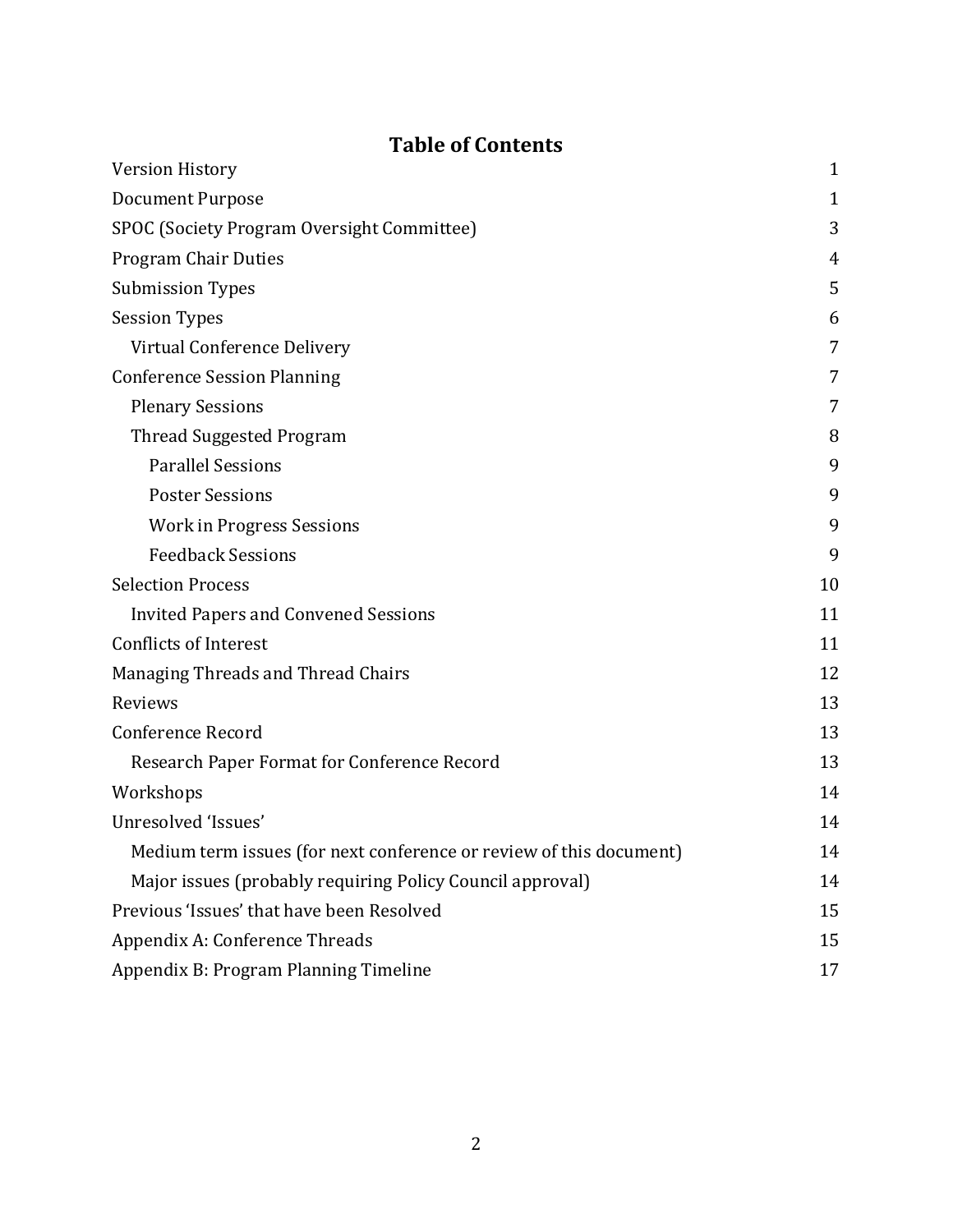# Table of Contents

| | |
|---|---|
| Version History | 1 |
| Document Purpose | 1 |
| SPOC (Society Program Oversight Committee) | 3 |
| Program Chair Duties | 4 |
| Submission Types | 5 |
| Session Types | 6 |
| Virtual Conference Delivery | 7 |
| Conference Session Planning | 7 |
| Plenary Sessions | 7 |
| Thread Suggested Program | 8 |
| Parallel Sessions | 9 |
| Poster Sessions | 9 |
| Work in Progress Sessions | 9 |
| Feedback Sessions | 9 |
| Selection Process | 10 |
| Invited Papers and Convened Sessions | 11 |
| Conflicts of Interest | 11 |
| Managing Threads and Thread Chairs | 12 |
| Reviews | 13 |
| Conference Record | 13 |
| Research Paper Format for Conference Record | 13 |
| Workshops | 14 |
| Unresolved 'Issues' | 14 |
| Medium term issues (for next conference or review of this document) | 14 |
| Major issues (probably requiring Policy Council approval) | 14 |
| Previous 'Issues' that have been Resolved | 15 |
| Appendix A: Conference Threads | 15 |
| Appendix B: Program Planning Timeline | 17 |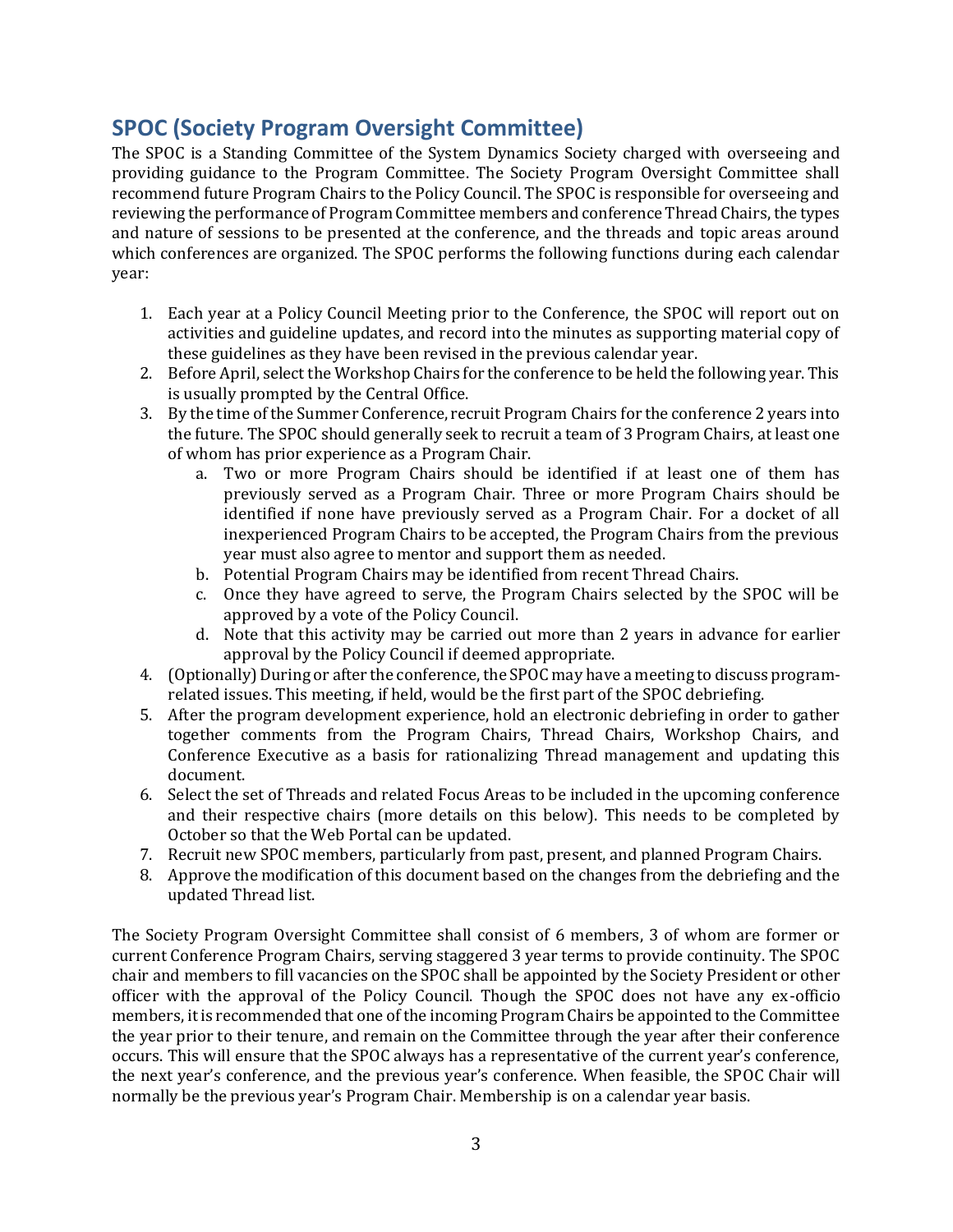## SPOC (Society Program Oversight Committee)

The SPOC is a Standing Committee of the System Dynamics Society charged with overseeing and providing guidance to the Program Committee. The Society Program Oversight Committee shall recommend future Program Chairs to the Policy Council. The SPOC is responsible for overseeing and reviewing the performance of Program Committee members and conference Thread Chairs, the types and nature of sessions to be presented at the conference, and the threads and topic areas around which conferences are organized. The SPOC performs the following functions during each calendar year:

1. Each year at a Policy Council Meeting prior to the Conference, the SPOC will report out on activities and guideline updates, and record into the minutes as supporting material copy of these guidelines as they have been revised in the previous calendar year.
2. Before April, select the Workshop Chairs for the conference to be held the following year. This is usually prompted by the Central Office.
3. By the time of the Summer Conference, recruit Program Chairs for the conference 2 years into the future. The SPOC should generally seek to recruit a team of 3 Program Chairs, at least one of whom has prior experience as a Program Chair.
    a. Two or more Program Chairs should be identified if at least one of them has previously served as a Program Chair. Three or more Program Chairs should be identified if none have previously served as a Program Chair. For a docket of all inexperienced Program Chairs to be accepted, the Program Chairs from the previous year must also agree to mentor and support them as needed.
    b. Potential Program Chairs may be identified from recent Thread Chairs.
    c. Once they have agreed to serve, the Program Chairs selected by the SPOC will be approved by a vote of the Policy Council.
    d. Note that this activity may be carried out more than 2 years in advance for earlier approval by the Policy Council if deemed appropriate.
4. (Optionally) During or after the conference, the SPOC may have a meeting to discuss program-related issues. This meeting, if held, would be the first part of the SPOC debriefing.
5. After the program development experience, hold an electronic debriefing in order to gather together comments from the Program Chairs, Thread Chairs, Workshop Chairs, and Conference Executive as a basis for rationalizing Thread management and updating this document.
6. Select the set of Threads and related Focus Areas to be included in the upcoming conference and their respective chairs (more details on this below). This needs to be completed by October so that the Web Portal can be updated.
7. Recruit new SPOC members, particularly from past, present, and planned Program Chairs.
8. Approve the modification of this document based on the changes from the debriefing and the updated Thread list.

The Society Program Oversight Committee shall consist of 6 members, 3 of whom are former or current Conference Program Chairs, serving staggered 3 year terms to provide continuity. The SPOC chair and members to fill vacancies on the SPOC shall be appointed by the Society President or other officer with the approval of the Policy Council. Though the SPOC does not have any ex-officio members, it is recommended that one of the incoming Program Chairs be appointed to the Committee the year prior to their tenure, and remain on the Committee through the year after their conference occurs. This will ensure that the SPOC always has a representative of the current year's conference, the next year's conference, and the previous year's conference. When feasible, the SPOC Chair will normally be the previous year's Program Chair. Membership is on a calendar year basis.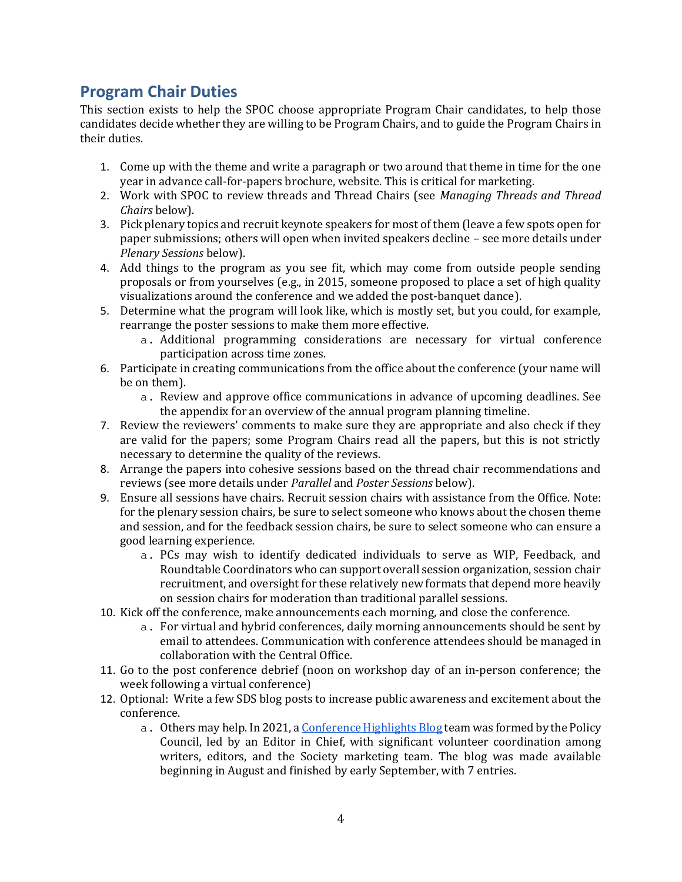## Program Chair Duties

This section exists to help the SPOC choose appropriate Program Chair candidates, to help those candidates decide whether they are willing to be Program Chairs, and to guide the Program Chairs in their duties.

1. Come up with the theme and write a paragraph or two around that theme in time for the one year in advance call-for-papers brochure, website. This is critical for marketing.
2. Work with SPOC to review threads and Thread Chairs (see *Managing Threads and Thread Chairs* below).
3. Pick plenary topics and recruit keynote speakers for most of them (leave a few spots open for paper submissions; others will open when invited speakers decline – see more details under *Plenary Sessions* below).
4. Add things to the program as you see fit, which may come from outside people sending proposals or from yourselves (e.g., in 2015, someone proposed to place a set of high quality visualizations around the conference and we added the post-banquet dance).
5. Determine what the program will look like, which is mostly set, but you could, for example, rearrange the poster sessions to make them more effective.
   a. Additional programming considerations are necessary for virtual conference participation across time zones.
6. Participate in creating communications from the office about the conference (your name will be on them).
   a. Review and approve office communications in advance of upcoming deadlines. See the appendix for an overview of the annual program planning timeline.
7. Review the reviewers' comments to make sure they are appropriate and also check if they are valid for the papers; some Program Chairs read all the papers, but this is not strictly necessary to determine the quality of the reviews.
8. Arrange the papers into cohesive sessions based on the thread chair recommendations and reviews (see more details under *Parallel* and *Poster Sessions* below).
9. Ensure all sessions have chairs. Recruit session chairs with assistance from the Office. Note: for the plenary session chairs, be sure to select someone who knows about the chosen theme and session, and for the feedback session chairs, be sure to select someone who can ensure a good learning experience.
   a. PCs may wish to identify dedicated individuals to serve as WIP, Feedback, and Roundtable Coordinators who can support overall session organization, session chair recruitment, and oversight for these relatively new formats that depend more heavily on session chairs for moderation than traditional parallel sessions.
10. Kick off the conference, make announcements each morning, and close the conference.
    a. For virtual and hybrid conferences, daily morning announcements should be sent by email to attendees. Communication with conference attendees should be managed in collaboration with the Central Office.
11. Go to the post conference debrief (noon on workshop day of an in-person conference; the week following a virtual conference)
12. Optional: Write a few SDS blog posts to increase public awareness and excitement about the conference.
    a. Others may help. In 2021, a Conference Highlights Blog team was formed by the Policy Council, led by an Editor in Chief, with significant volunteer coordination among writers, editors, and the Society marketing team. The blog was made available beginning in August and finished by early September, with 7 entries.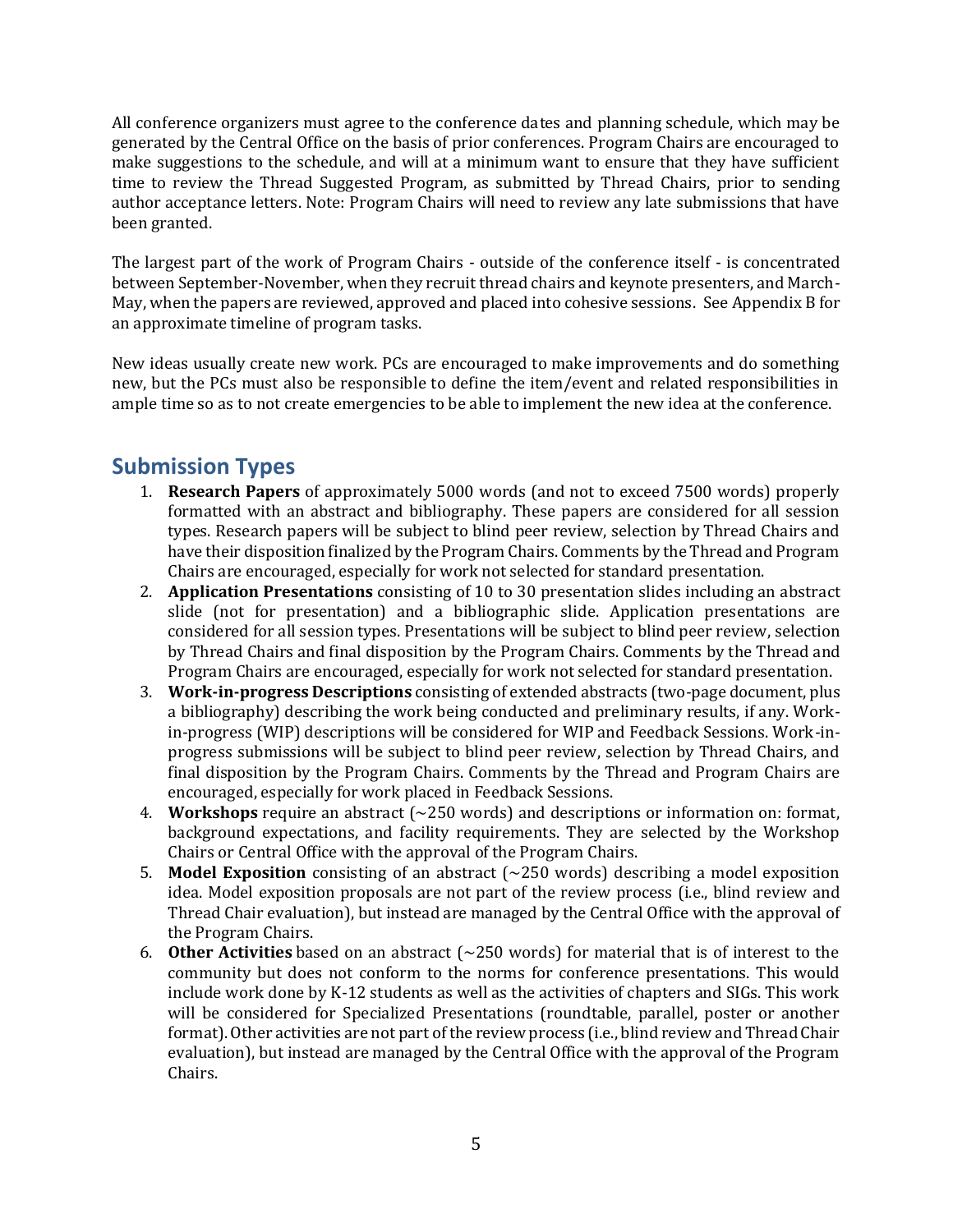All conference organizers must agree to the conference dates and planning schedule, which may be generated by the Central Office on the basis of prior conferences. Program Chairs are encouraged to make suggestions to the schedule, and will at a minimum want to ensure that they have sufficient time to review the Thread Suggested Program, as submitted by Thread Chairs, prior to sending author acceptance letters. Note: Program Chairs will need to review any late submissions that have been granted.

The largest part of the work of Program Chairs - outside of the conference itself - is concentrated between September-November, when they recruit thread chairs and keynote presenters, and March-May, when the papers are reviewed, approved and placed into cohesive sessions. See Appendix B for an approximate timeline of program tasks.

New ideas usually create new work. PCs are encouraged to make improvements and do something new, but the PCs must also be responsible to define the item/event and related responsibilities in ample time so as to not create emergencies to be able to implement the new idea at the conference.

## Submission Types

1. **Research Papers** of approximately 5000 words (and not to exceed 7500 words) properly formatted with an abstract and bibliography. These papers are considered for all session types. Research papers will be subject to blind peer review, selection by Thread Chairs and have their disposition finalized by the Program Chairs. Comments by the Thread and Program Chairs are encouraged, especially for work not selected for standard presentation.
2. **Application Presentations** consisting of 10 to 30 presentation slides including an abstract slide (not for presentation) and a bibliographic slide. Application presentations are considered for all session types. Presentations will be subject to blind peer review, selection by Thread Chairs and final disposition by the Program Chairs. Comments by the Thread and Program Chairs are encouraged, especially for work not selected for standard presentation.
3. **Work-in-progress Descriptions** consisting of extended abstracts (two-page document, plus a bibliography) describing the work being conducted and preliminary results, if any. Work-in-progress (WIP) descriptions will be considered for WIP and Feedback Sessions. Work-in-progress submissions will be subject to blind peer review, selection by Thread Chairs, and final disposition by the Program Chairs. Comments by the Thread and Program Chairs are encouraged, especially for work placed in Feedback Sessions.
4. **Workshops** require an abstract (~250 words) and descriptions or information on: format, background expectations, and facility requirements. They are selected by the Workshop Chairs or Central Office with the approval of the Program Chairs.
5. **Model Exposition** consisting of an abstract (~250 words) describing a model exposition idea. Model exposition proposals are not part of the review process (i.e., blind review and Thread Chair evaluation), but instead are managed by the Central Office with the approval of the Program Chairs.
6. **Other Activities** based on an abstract (~250 words) for material that is of interest to the community but does not conform to the norms for conference presentations. This would include work done by K-12 students as well as the activities of chapters and SIGs. This work will be considered for Specialized Presentations (roundtable, parallel, poster or another format). Other activities are not part of the review process (i.e., blind review and Thread Chair evaluation), but instead are managed by the Central Office with the approval of the Program Chairs.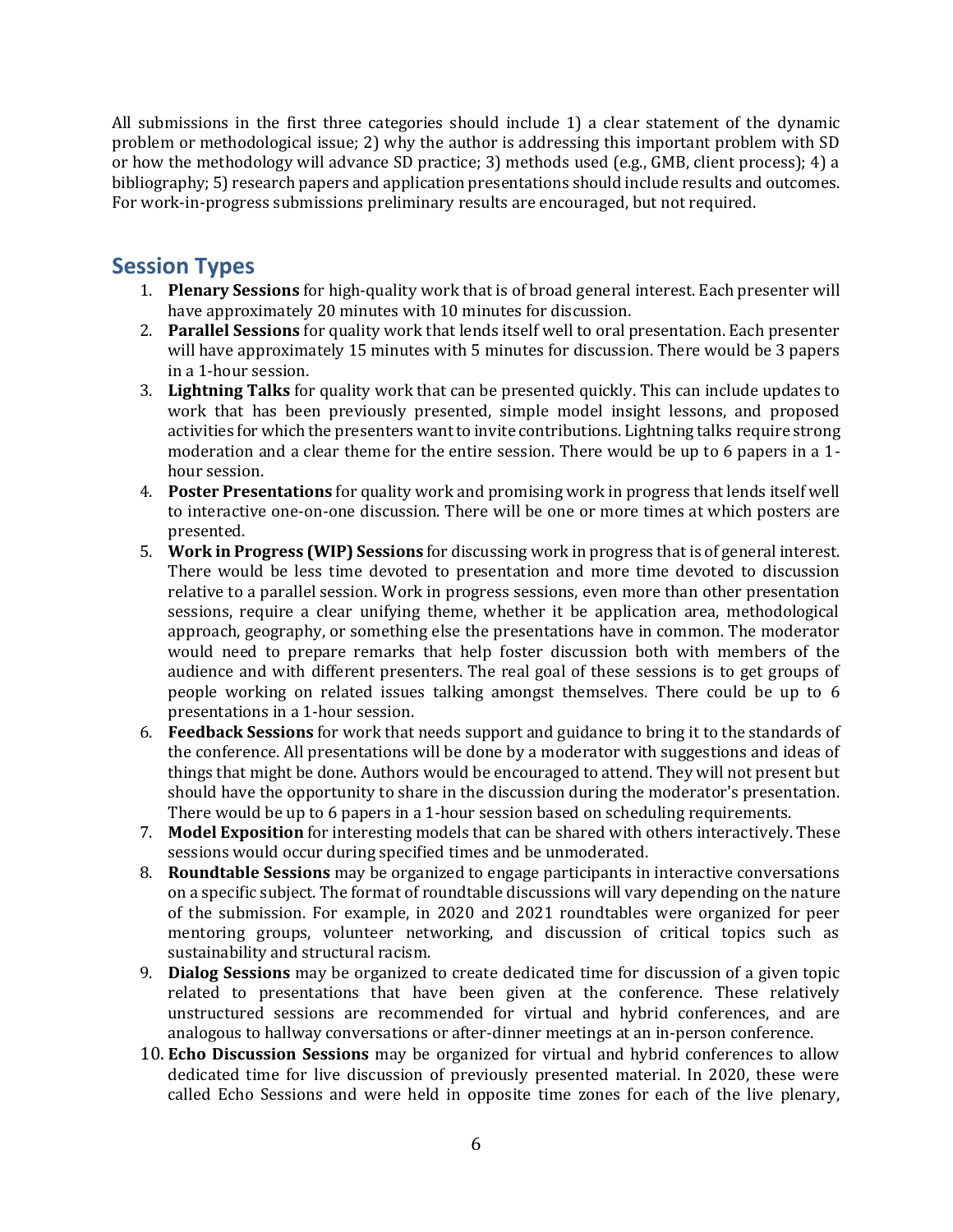All submissions in the first three categories should include 1) a clear statement of the dynamic problem or methodological issue; 2) why the author is addressing this important problem with SD or how the methodology will advance SD practice; 3) methods used (e.g., GMB, client process); 4) a bibliography; 5) research papers and application presentations should include results and outcomes. For work-in-progress submissions preliminary results are encouraged, but not required.

## Session Types

1. **Plenary Sessions** for high-quality work that is of broad general interest. Each presenter will have approximately 20 minutes with 10 minutes for discussion.
2. **Parallel Sessions** for quality work that lends itself well to oral presentation. Each presenter will have approximately 15 minutes with 5 minutes for discussion. There would be 3 papers in a 1-hour session.
3. **Lightning Talks** for quality work that can be presented quickly. This can include updates to work that has been previously presented, simple model insight lessons, and proposed activities for which the presenters want to invite contributions. Lightning talks require strong moderation and a clear theme for the entire session. There would be up to 6 papers in a 1-hour session.
4. **Poster Presentations** for quality work and promising work in progress that lends itself well to interactive one-on-one discussion. There will be one or more times at which posters are presented.
5. **Work in Progress (WIP) Sessions** for discussing work in progress that is of general interest. There would be less time devoted to presentation and more time devoted to discussion relative to a parallel session. Work in progress sessions, even more than other presentation sessions, require a clear unifying theme, whether it be application area, methodological approach, geography, or something else the presentations have in common. The moderator would need to prepare remarks that help foster discussion both with members of the audience and with different presenters. The real goal of these sessions is to get groups of people working on related issues talking amongst themselves. There could be up to 6 presentations in a 1-hour session.
6. **Feedback Sessions** for work that needs support and guidance to bring it to the standards of the conference. All presentations will be done by a moderator with suggestions and ideas of things that might be done. Authors would be encouraged to attend. They will not present but should have the opportunity to share in the discussion during the moderator's presentation. There would be up to 6 papers in a 1-hour session based on scheduling requirements.
7. **Model Exposition** for interesting models that can be shared with others interactively. These sessions would occur during specified times and be unmoderated.
8. **Roundtable Sessions** may be organized to engage participants in interactive conversations on a specific subject. The format of roundtable discussions will vary depending on the nature of the submission. For example, in 2020 and 2021 roundtables were organized for peer mentoring groups, volunteer networking, and discussion of critical topics such as sustainability and structural racism.
9. **Dialog Sessions** may be organized to create dedicated time for discussion of a given topic related to presentations that have been given at the conference. These relatively unstructured sessions are recommended for virtual and hybrid conferences, and are analogous to hallway conversations or after-dinner meetings at an in-person conference.
10. **Echo Discussion Sessions** may be organized for virtual and hybrid conferences to allow dedicated time for live discussion of previously presented material. In 2020, these were called Echo Sessions and were held in opposite time zones for each of the live plenary,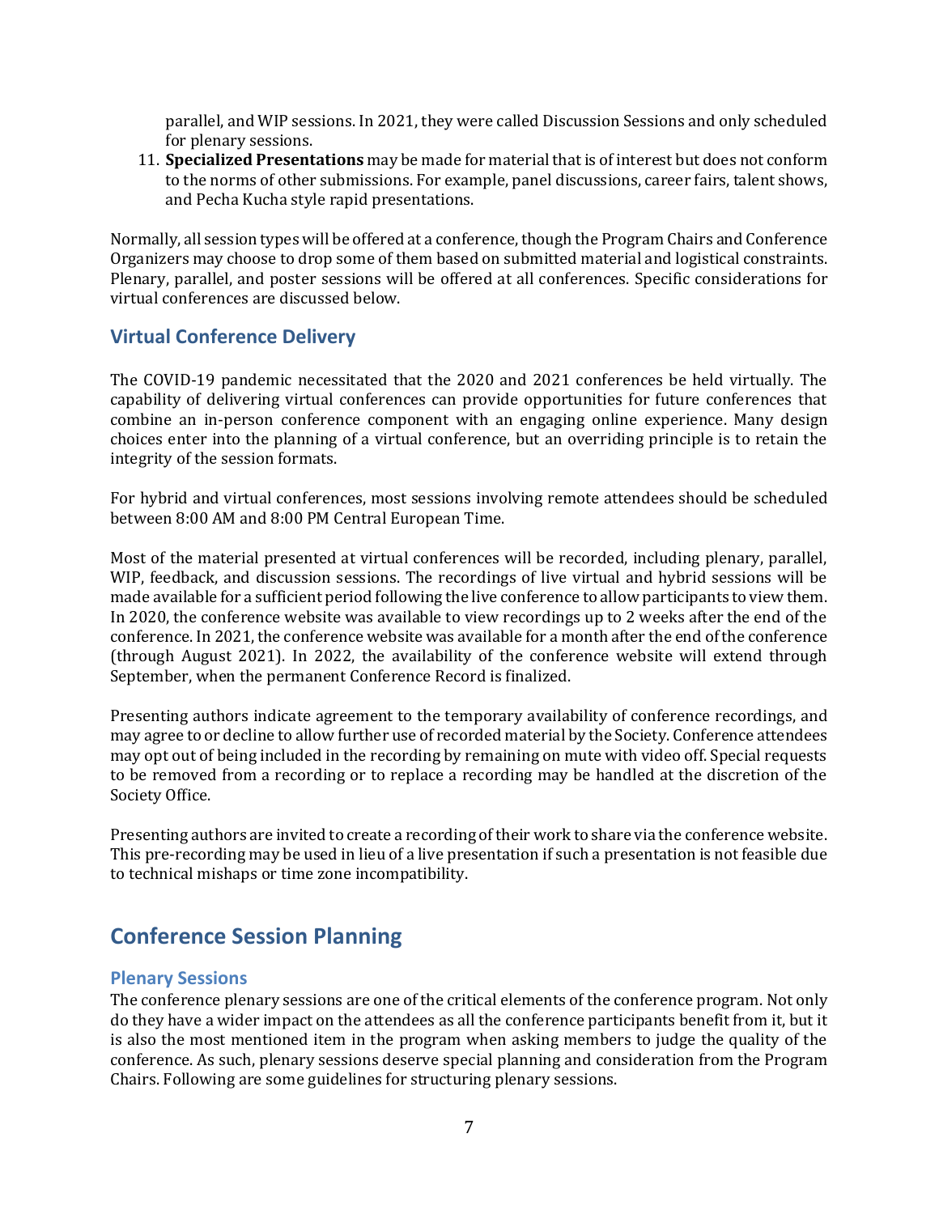parallel, and WIP sessions. In 2021, they were called Discussion Sessions and only scheduled for plenary sessions.

11. **Specialized Presentations** may be made for material that is of interest but does not conform to the norms of other submissions. For example, panel discussions, career fairs, talent shows, and Pecha Kucha style rapid presentations.

Normally, all session types will be offered at a conference, though the Program Chairs and Conference Organizers may choose to drop some of them based on submitted material and logistical constraints. Plenary, parallel, and poster sessions will be offered at all conferences. Specific considerations for virtual conferences are discussed below.

### Virtual Conference Delivery

The COVID-19 pandemic necessitated that the 2020 and 2021 conferences be held virtually. The capability of delivering virtual conferences can provide opportunities for future conferences that combine an in-person conference component with an engaging online experience. Many design choices enter into the planning of a virtual conference, but an overriding principle is to retain the integrity of the session formats.

For hybrid and virtual conferences, most sessions involving remote attendees should be scheduled between 8:00 AM and 8:00 PM Central European Time.

Most of the material presented at virtual conferences will be recorded, including plenary, parallel, WIP, feedback, and discussion sessions. The recordings of live virtual and hybrid sessions will be made available for a sufficient period following the live conference to allow participants to view them. In 2020, the conference website was available to view recordings up to 2 weeks after the end of the conference. In 2021, the conference website was available for a month after the end of the conference (through August 2021). In 2022, the availability of the conference website will extend through September, when the permanent Conference Record is finalized.

Presenting authors indicate agreement to the temporary availability of conference recordings, and may agree to or decline to allow further use of recorded material by the Society. Conference attendees may opt out of being included in the recording by remaining on mute with video off. Special requests to be removed from a recording or to replace a recording may be handled at the discretion of the Society Office.

Presenting authors are invited to create a recording of their work to share via the conference website. This pre-recording may be used in lieu of a live presentation if such a presentation is not feasible due to technical mishaps or time zone incompatibility.

## Conference Session Planning

### Plenary Sessions

The conference plenary sessions are one of the critical elements of the conference program. Not only do they have a wider impact on the attendees as all the conference participants benefit from it, but it is also the most mentioned item in the program when asking members to judge the quality of the conference. As such, plenary sessions deserve special planning and consideration from the Program Chairs. Following are some guidelines for structuring plenary sessions.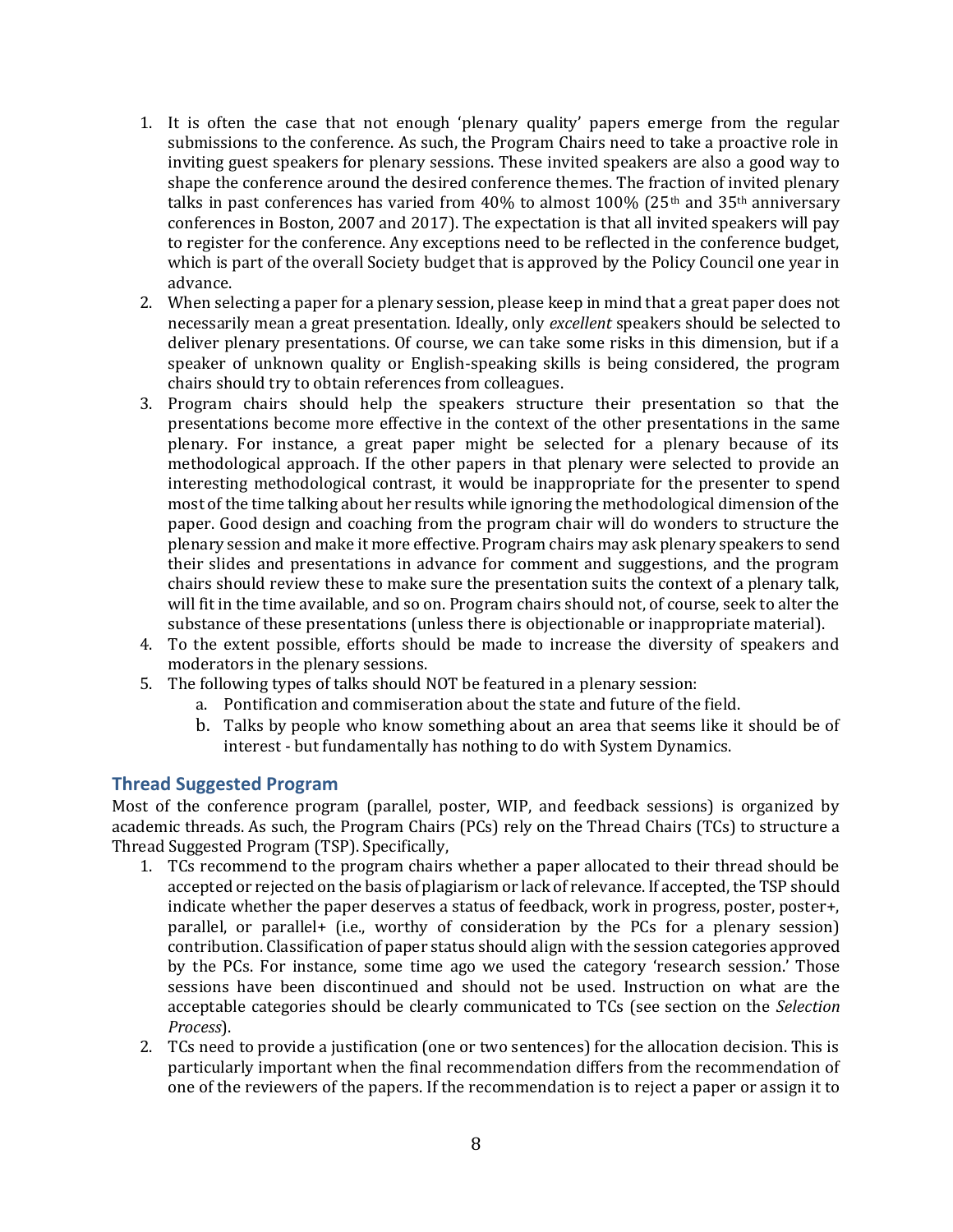1. It is often the case that not enough 'plenary quality' papers emerge from the regular submissions to the conference. As such, the Program Chairs need to take a proactive role in inviting guest speakers for plenary sessions. These invited speakers are also a good way to shape the conference around the desired conference themes. The fraction of invited plenary talks in past conferences has varied from 40% to almost 100% (25th and 35th anniversary conferences in Boston, 2007 and 2017). The expectation is that all invited speakers will pay to register for the conference. Any exceptions need to be reflected in the conference budget, which is part of the overall Society budget that is approved by the Policy Council one year in advance.
2. When selecting a paper for a plenary session, please keep in mind that a great paper does not necessarily mean a great presentation. Ideally, only *excellent* speakers should be selected to deliver plenary presentations. Of course, we can take some risks in this dimension, but if a speaker of unknown quality or English-speaking skills is being considered, the program chairs should try to obtain references from colleagues.
3. Program chairs should help the speakers structure their presentation so that the presentations become more effective in the context of the other presentations in the same plenary. For instance, a great paper might be selected for a plenary because of its methodological approach. If the other papers in that plenary were selected to provide an interesting methodological contrast, it would be inappropriate for the presenter to spend most of the time talking about her results while ignoring the methodological dimension of the paper. Good design and coaching from the program chair will do wonders to structure the plenary session and make it more effective. Program chairs may ask plenary speakers to send their slides and presentations in advance for comment and suggestions, and the program chairs should review these to make sure the presentation suits the context of a plenary talk, will fit in the time available, and so on. Program chairs should not, of course, seek to alter the substance of these presentations (unless there is objectionable or inappropriate material).
4. To the extent possible, efforts should be made to increase the diversity of speakers and moderators in the plenary sessions.
5. The following types of talks should NOT be featured in a plenary session:
   a. Pontification and commiseration about the state and future of the field.
   b. Talks by people who know something about an area that seems like it should be of interest - but fundamentally has nothing to do with System Dynamics.

### Thread Suggested Program

Most of the conference program (parallel, poster, WIP, and feedback sessions) is organized by academic threads. As such, the Program Chairs (PCs) rely on the Thread Chairs (TCs) to structure a Thread Suggested Program (TSP). Specifically,

1. TCs recommend to the program chairs whether a paper allocated to their thread should be accepted or rejected on the basis of plagiarism or lack of relevance. If accepted, the TSP should indicate whether the paper deserves a status of feedback, work in progress, poster, poster+, parallel, or parallel+ (i.e., worthy of consideration by the PCs for a plenary session) contribution. Classification of paper status should align with the session categories approved by the PCs. For instance, some time ago we used the category 'research session.' Those sessions have been discontinued and should not be used. Instruction on what are the acceptable categories should be clearly communicated to TCs (see section on the *Selection Process*).
2. TCs need to provide a justification (one or two sentences) for the allocation decision. This is particularly important when the final recommendation differs from the recommendation of one of the reviewers of the papers. If the recommendation is to reject a paper or assign it to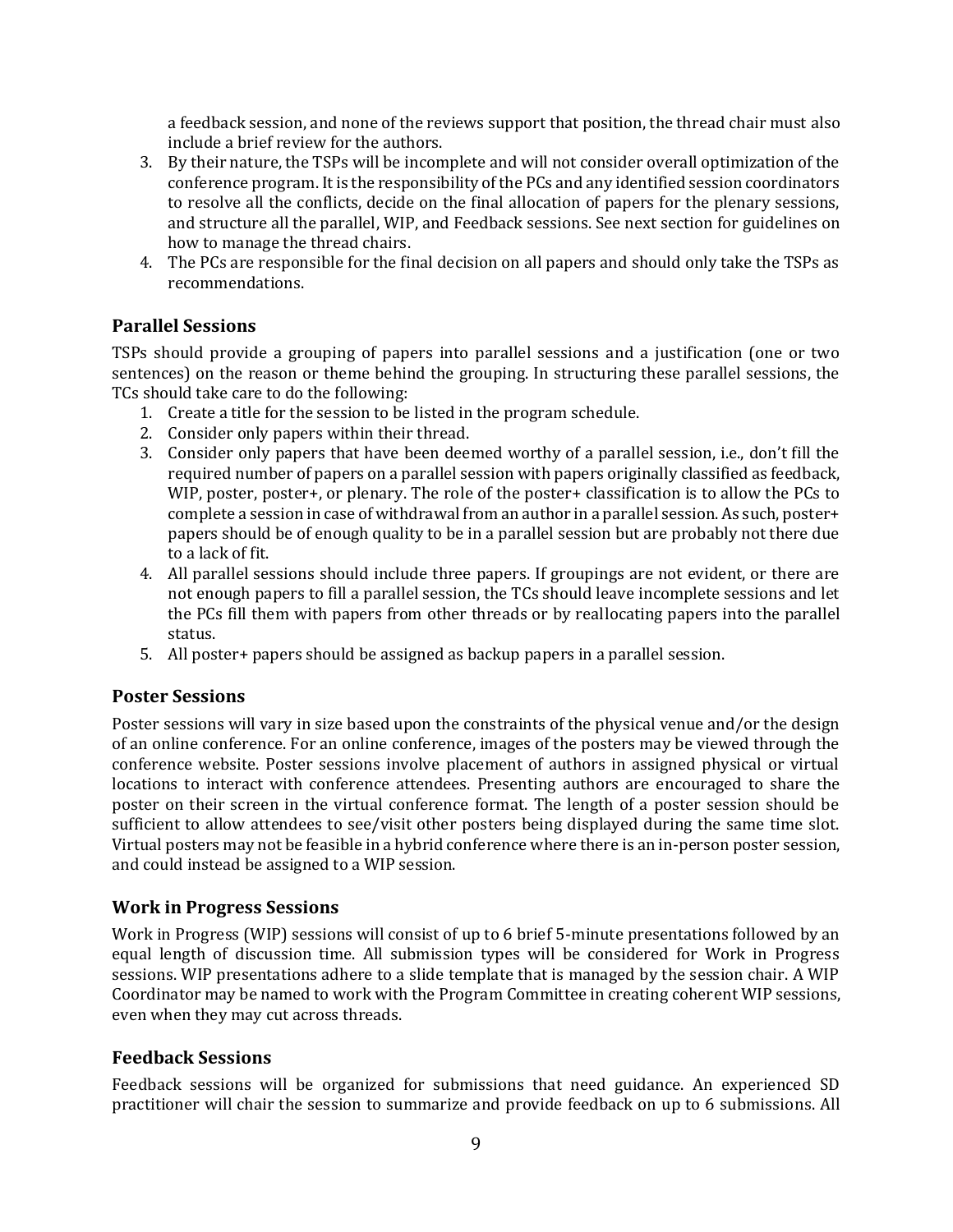a feedback session, and none of the reviews support that position, the thread chair must also include a brief review for the authors.

3. By their nature, the TSPs will be incomplete and will not consider overall optimization of the conference program. It is the responsibility of the PCs and any identified session coordinators to resolve all the conflicts, decide on the final allocation of papers for the plenary sessions, and structure all the parallel, WIP, and Feedback sessions. See next section for guidelines on how to manage the thread chairs.
4. The PCs are responsible for the final decision on all papers and should only take the TSPs as recommendations.

### Parallel Sessions

TSPs should provide a grouping of papers into parallel sessions and a justification (one or two sentences) on the reason or theme behind the grouping. In structuring these parallel sessions, the TCs should take care to do the following:

1. Create a title for the session to be listed in the program schedule.
2. Consider only papers within their thread.
3. Consider only papers that have been deemed worthy of a parallel session, i.e., don't fill the required number of papers on a parallel session with papers originally classified as feedback, WIP, poster, poster+, or plenary. The role of the poster+ classification is to allow the PCs to complete a session in case of withdrawal from an author in a parallel session. As such, poster+ papers should be of enough quality to be in a parallel session but are probably not there due to a lack of fit.
4. All parallel sessions should include three papers. If groupings are not evident, or there are not enough papers to fill a parallel session, the TCs should leave incomplete sessions and let the PCs fill them with papers from other threads or by reallocating papers into the parallel status.
5. All poster+ papers should be assigned as backup papers in a parallel session.

### Poster Sessions

Poster sessions will vary in size based upon the constraints of the physical venue and/or the design of an online conference. For an online conference, images of the posters may be viewed through the conference website. Poster sessions involve placement of authors in assigned physical or virtual locations to interact with conference attendees. Presenting authors are encouraged to share the poster on their screen in the virtual conference format. The length of a poster session should be sufficient to allow attendees to see/visit other posters being displayed during the same time slot. Virtual posters may not be feasible in a hybrid conference where there is an in-person poster session, and could instead be assigned to a WIP session.

### Work in Progress Sessions

Work in Progress (WIP) sessions will consist of up to 6 brief 5-minute presentations followed by an equal length of discussion time. All submission types will be considered for Work in Progress sessions. WIP presentations adhere to a slide template that is managed by the session chair. A WIP Coordinator may be named to work with the Program Committee in creating coherent WIP sessions, even when they may cut across threads.

### Feedback Sessions

Feedback sessions will be organized for submissions that need guidance. An experienced SD practitioner will chair the session to summarize and provide feedback on up to 6 submissions. All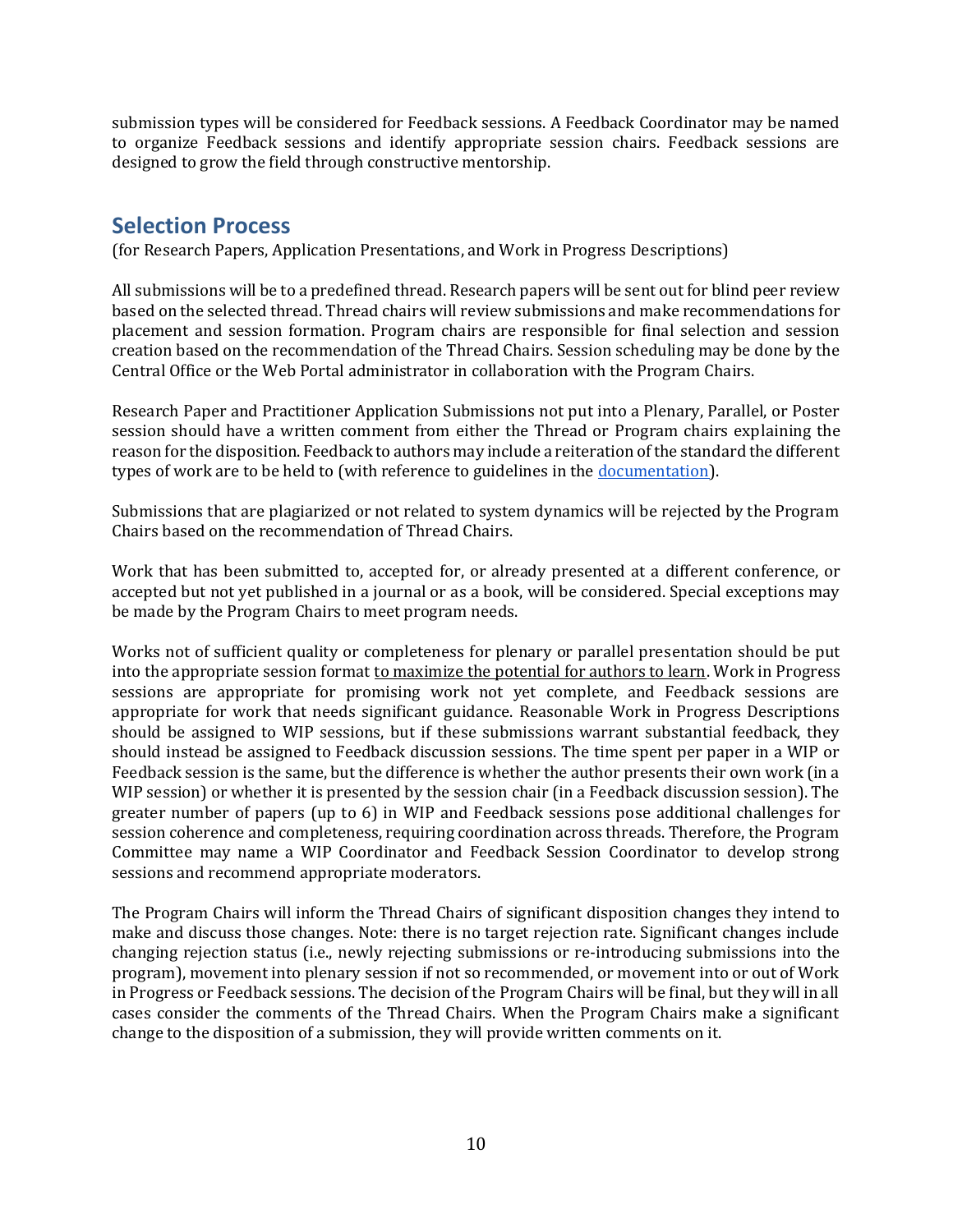submission types will be considered for Feedback sessions. A Feedback Coordinator may be named to organize Feedback sessions and identify appropriate session chairs. Feedback sessions are designed to grow the field through constructive mentorship.

## Selection Process

(for Research Papers, Application Presentations, and Work in Progress Descriptions)

All submissions will be to a predefined thread. Research papers will be sent out for blind peer review based on the selected thread. Thread chairs will review submissions and make recommendations for placement and session formation. Program chairs are responsible for final selection and session creation based on the recommendation of the Thread Chairs. Session scheduling may be done by the Central Office or the Web Portal administrator in collaboration with the Program Chairs.

Research Paper and Practitioner Application Submissions not put into a Plenary, Parallel, or Poster session should have a written comment from either the Thread or Program chairs explaining the reason for the disposition. Feedback to authors may include a reiteration of the standard the different types of work are to be held to (with reference to guidelines in the documentation).

Submissions that are plagiarized or not related to system dynamics will be rejected by the Program Chairs based on the recommendation of Thread Chairs.

Work that has been submitted to, accepted for, or already presented at a different conference, or accepted but not yet published in a journal or as a book, will be considered. Special exceptions may be made by the Program Chairs to meet program needs.

Works not of sufficient quality or completeness for plenary or parallel presentation should be put into the appropriate session format to maximize the potential for authors to learn. Work in Progress sessions are appropriate for promising work not yet complete, and Feedback sessions are appropriate for work that needs significant guidance. Reasonable Work in Progress Descriptions should be assigned to WIP sessions, but if these submissions warrant substantial feedback, they should instead be assigned to Feedback discussion sessions. The time spent per paper in a WIP or Feedback session is the same, but the difference is whether the author presents their own work (in a WIP session) or whether it is presented by the session chair (in a Feedback discussion session). The greater number of papers (up to 6) in WIP and Feedback sessions pose additional challenges for session coherence and completeness, requiring coordination across threads. Therefore, the Program Committee may name a WIP Coordinator and Feedback Session Coordinator to develop strong sessions and recommend appropriate moderators.

The Program Chairs will inform the Thread Chairs of significant disposition changes they intend to make and discuss those changes. Note: there is no target rejection rate. Significant changes include changing rejection status (i.e., newly rejecting submissions or re-introducing submissions into the program), movement into plenary session if not so recommended, or movement into or out of Work in Progress or Feedback sessions. The decision of the Program Chairs will be final, but they will in all cases consider the comments of the Thread Chairs. When the Program Chairs make a significant change to the disposition of a submission, they will provide written comments on it.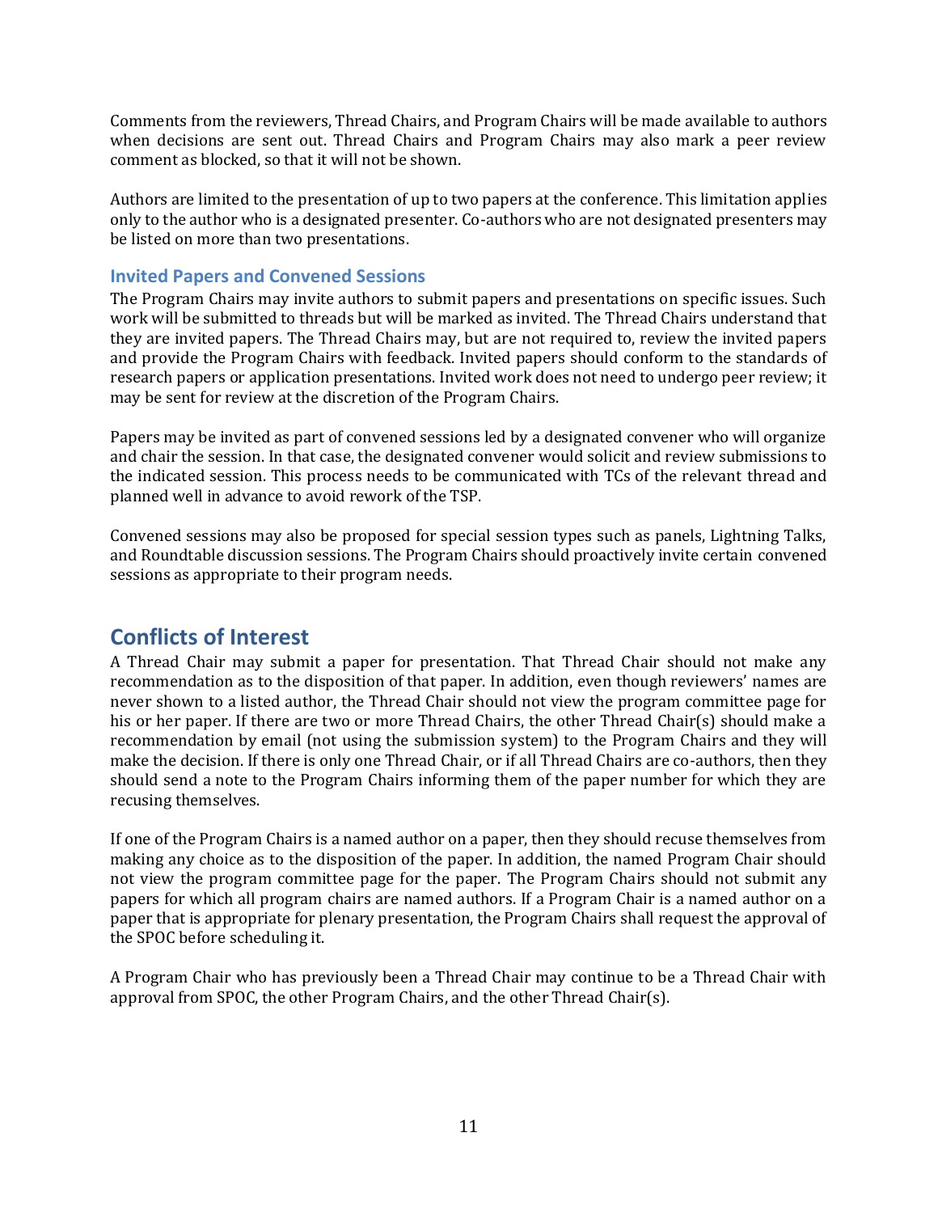Comments from the reviewers, Thread Chairs, and Program Chairs will be made available to authors when decisions are sent out. Thread Chairs and Program Chairs may also mark a peer review comment as blocked, so that it will not be shown.

Authors are limited to the presentation of up to two papers at the conference. This limitation applies only to the author who is a designated presenter. Co-authors who are not designated presenters may be listed on more than two presentations.

### Invited Papers and Convened Sessions

The Program Chairs may invite authors to submit papers and presentations on specific issues. Such work will be submitted to threads but will be marked as invited. The Thread Chairs understand that they are invited papers. The Thread Chairs may, but are not required to, review the invited papers and provide the Program Chairs with feedback. Invited papers should conform to the standards of research papers or application presentations. Invited work does not need to undergo peer review; it may be sent for review at the discretion of the Program Chairs.

Papers may be invited as part of convened sessions led by a designated convener who will organize and chair the session. In that case, the designated convener would solicit and review submissions to the indicated session. This process needs to be communicated with TCs of the relevant thread and planned well in advance to avoid rework of the TSP.

Convened sessions may also be proposed for special session types such as panels, Lightning Talks, and Roundtable discussion sessions. The Program Chairs should proactively invite certain convened sessions as appropriate to their program needs.

## Conflicts of Interest

A Thread Chair may submit a paper for presentation. That Thread Chair should not make any recommendation as to the disposition of that paper. In addition, even though reviewers' names are never shown to a listed author, the Thread Chair should not view the program committee page for his or her paper. If there are two or more Thread Chairs, the other Thread Chair(s) should make a recommendation by email (not using the submission system) to the Program Chairs and they will make the decision. If there is only one Thread Chair, or if all Thread Chairs are co-authors, then they should send a note to the Program Chairs informing them of the paper number for which they are recusing themselves.

If one of the Program Chairs is a named author on a paper, then they should recuse themselves from making any choice as to the disposition of the paper. In addition, the named Program Chair should not view the program committee page for the paper. The Program Chairs should not submit any papers for which all program chairs are named authors. If a Program Chair is a named author on a paper that is appropriate for plenary presentation, the Program Chairs shall request the approval of the SPOC before scheduling it.

A Program Chair who has previously been a Thread Chair may continue to be a Thread Chair with approval from SPOC, the other Program Chairs, and the other Thread Chair(s).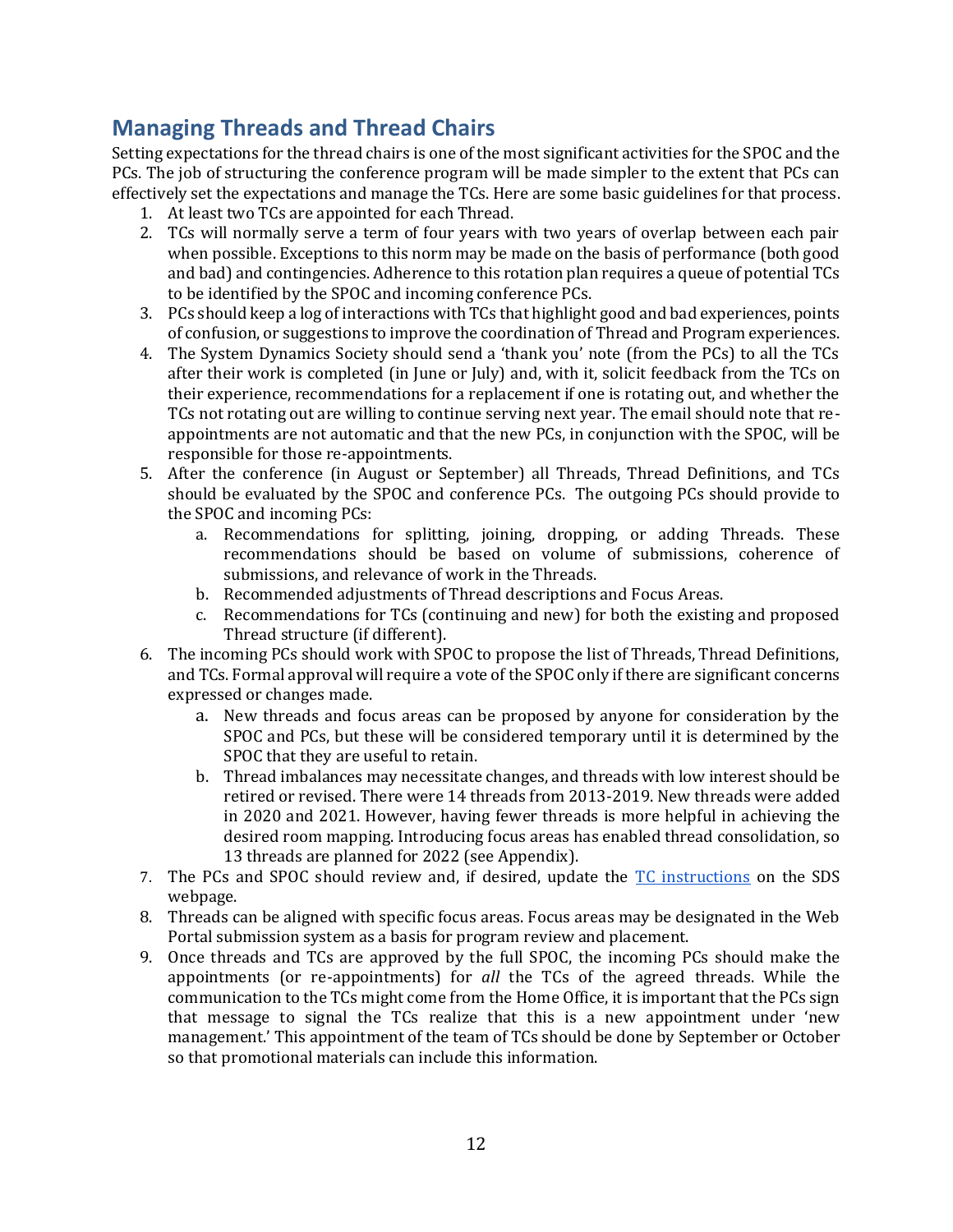## Managing Threads and Thread Chairs

Setting expectations for the thread chairs is one of the most significant activities for the SPOC and the PCs. The job of structuring the conference program will be made simpler to the extent that PCs can effectively set the expectations and manage the TCs. Here are some basic guidelines for that process.

1. At least two TCs are appointed for each Thread.
2. TCs will normally serve a term of four years with two years of overlap between each pair when possible. Exceptions to this norm may be made on the basis of performance (both good and bad) and contingencies. Adherence to this rotation plan requires a queue of potential TCs to be identified by the SPOC and incoming conference PCs.
3. PCs should keep a log of interactions with TCs that highlight good and bad experiences, points of confusion, or suggestions to improve the coordination of Thread and Program experiences.
4. The System Dynamics Society should send a 'thank you' note (from the PCs) to all the TCs after their work is completed (in June or July) and, with it, solicit feedback from the TCs on their experience, recommendations for a replacement if one is rotating out, and whether the TCs not rotating out are willing to continue serving next year. The email should note that re-appointments are not automatic and that the new PCs, in conjunction with the SPOC, will be responsible for those re-appointments.
5. After the conference (in August or September) all Threads, Thread Definitions, and TCs should be evaluated by the SPOC and conference PCs. The outgoing PCs should provide to the SPOC and incoming PCs:
   a. Recommendations for splitting, joining, dropping, or adding Threads. These recommendations should be based on volume of submissions, coherence of submissions, and relevance of work in the Threads.
   b. Recommended adjustments of Thread descriptions and Focus Areas.
   c. Recommendations for TCs (continuing and new) for both the existing and proposed Thread structure (if different).
6. The incoming PCs should work with SPOC to propose the list of Threads, Thread Definitions, and TCs. Formal approval will require a vote of the SPOC only if there are significant concerns expressed or changes made.
   a. New threads and focus areas can be proposed by anyone for consideration by the SPOC and PCs, but these will be considered temporary until it is determined by the SPOC that they are useful to retain.
   b. Thread imbalances may necessitate changes, and threads with low interest should be retired or revised. There were 14 threads from 2013-2019. New threads were added in 2020 and 2021. However, having fewer threads is more helpful in achieving the desired room mapping. Introducing focus areas has enabled thread consolidation, so 13 threads are planned for 2022 (see Appendix).
7. The PCs and SPOC should review and, if desired, update the TC instructions on the SDS webpage.
8. Threads can be aligned with specific focus areas. Focus areas may be designated in the Web Portal submission system as a basis for program review and placement.
9. Once threads and TCs are approved by the full SPOC, the incoming PCs should make the appointments (or re-appointments) for *all* the TCs of the agreed threads. While the communication to the TCs might come from the Home Office, it is important that the PCs sign that message to signal the TCs realize that this is a new appointment under 'new management.' This appointment of the team of TCs should be done by September or October so that promotional materials can include this information.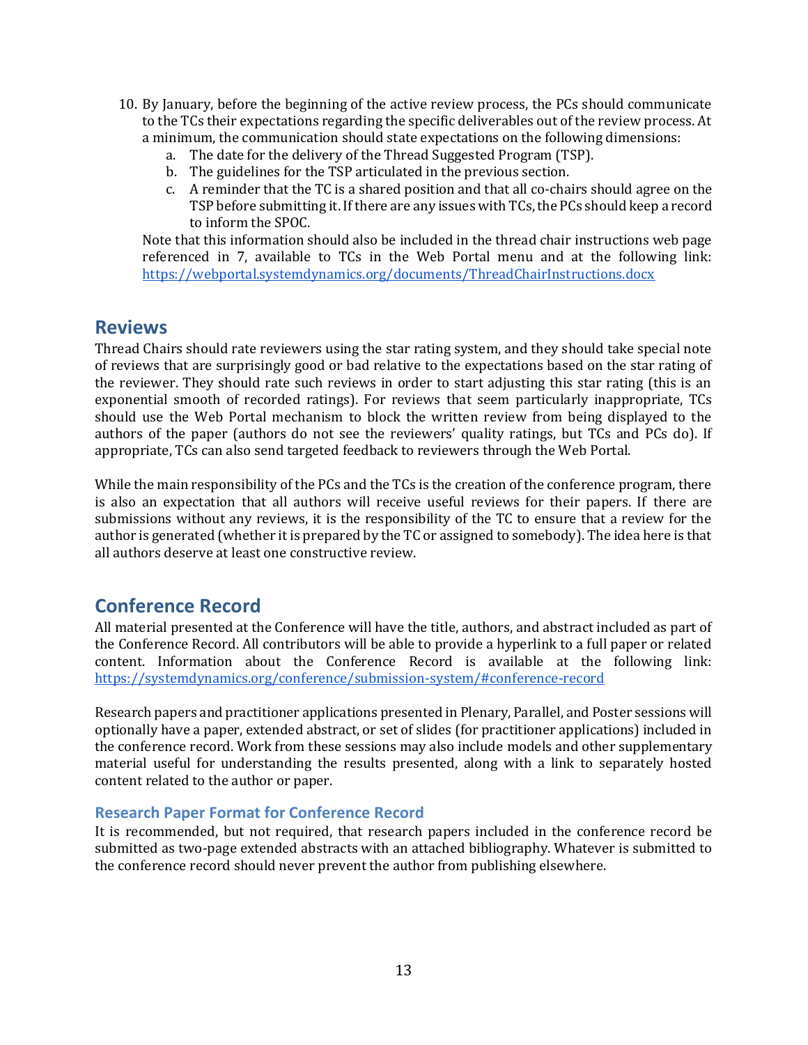10. By January, before the beginning of the active review process, the PCs should communicate to the TCs their expectations regarding the specific deliverables out of the review process. At a minimum, the communication should state expectations on the following dimensions:
    a. The date for the delivery of the Thread Suggested Program (TSP).
    b. The guidelines for the TSP articulated in the previous section.
    c. A reminder that the TC is a shared position and that all co-chairs should agree on the TSP before submitting it. If there are any issues with TCs, the PCs should keep a record to inform the SPOC.

    Note that this information should also be included in the thread chair instructions web page referenced in 7, available to TCs in the Web Portal menu and at the following link: [https://webportal.systemdynamics.org/documents/ThreadChairInstructions.docx](https://webportal.systemdynamics.org/documents/ThreadChairInstructions.docx)

## Reviews

Thread Chairs should rate reviewers using the star rating system, and they should take special note of reviews that are surprisingly good or bad relative to the expectations based on the star rating of the reviewer. They should rate such reviews in order to start adjusting this star rating (this is an exponential smooth of recorded ratings). For reviews that seem particularly inappropriate, TCs should use the Web Portal mechanism to block the written review from being displayed to the authors of the paper (authors do not see the reviewers' quality ratings, but TCs and PCs do). If appropriate, TCs can also send targeted feedback to reviewers through the Web Portal.

While the main responsibility of the PCs and the TCs is the creation of the conference program, there is also an expectation that all authors will receive useful reviews for their papers. If there are submissions without any reviews, it is the responsibility of the TC to ensure that a review for the author is generated (whether it is prepared by the TC or assigned to somebody). The idea here is that all authors deserve at least one constructive review.

## Conference Record

All material presented at the Conference will have the title, authors, and abstract included as part of the Conference Record. All contributors will be able to provide a hyperlink to a full paper or related content. Information about the Conference Record is available at the following link: [https://systemdynamics.org/conference/submission-system/#conference-record](https://systemdynamics.org/conference/submission-system/#conference-record)

Research papers and practitioner applications presented in Plenary, Parallel, and Poster sessions will optionally have a paper, extended abstract, or set of slides (for practitioner applications) included in the conference record. Work from these sessions may also include models and other supplementary material useful for understanding the results presented, along with a link to separately hosted content related to the author or paper.

### Research Paper Format for Conference Record

It is recommended, but not required, that research papers included in the conference record be submitted as two-page extended abstracts with an attached bibliography. Whatever is submitted to the conference record should never prevent the author from publishing elsewhere.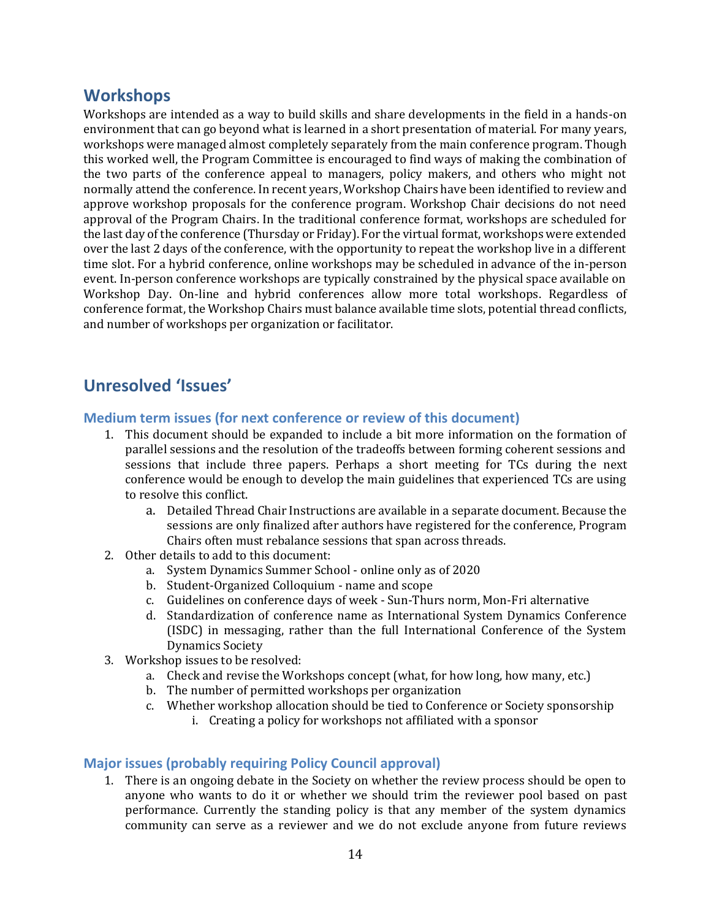## Workshops

Workshops are intended as a way to build skills and share developments in the field in a hands-on environment that can go beyond what is learned in a short presentation of material. For many years, workshops were managed almost completely separately from the main conference program. Though this worked well, the Program Committee is encouraged to find ways of making the combination of the two parts of the conference appeal to managers, policy makers, and others who might not normally attend the conference. In recent years, Workshop Chairs have been identified to review and approve workshop proposals for the conference program. Workshop Chair decisions do not need approval of the Program Chairs. In the traditional conference format, workshops are scheduled for the last day of the conference (Thursday or Friday). For the virtual format, workshops were extended over the last 2 days of the conference, with the opportunity to repeat the workshop live in a different time slot. For a hybrid conference, online workshops may be scheduled in advance of the in-person event. In-person conference workshops are typically constrained by the physical space available on Workshop Day. On-line and hybrid conferences allow more total workshops. Regardless of conference format, the Workshop Chairs must balance available time slots, potential thread conflicts, and number of workshops per organization or facilitator.

## Unresolved 'Issues'

### Medium term issues (for next conference or review of this document)

1. This document should be expanded to include a bit more information on the formation of parallel sessions and the resolution of the tradeoffs between forming coherent sessions and sessions that include three papers. Perhaps a short meeting for TCs during the next conference would be enough to develop the main guidelines that experienced TCs are using to resolve this conflict.
    a. Detailed Thread Chair Instructions are available in a separate document. Because the sessions are only finalized after authors have registered for the conference, Program Chairs often must rebalance sessions that span across threads.
2. Other details to add to this document:
    a. System Dynamics Summer School - online only as of 2020
    b. Student-Organized Colloquium - name and scope
    c. Guidelines on conference days of week - Sun-Thurs norm, Mon-Fri alternative
    d. Standardization of conference name as International System Dynamics Conference (ISDC) in messaging, rather than the full International Conference of the System Dynamics Society
3. Workshop issues to be resolved:
    a. Check and revise the Workshops concept (what, for how long, how many, etc.)
    b. The number of permitted workshops per organization
    c. Whether workshop allocation should be tied to Conference or Society sponsorship
        i. Creating a policy for workshops not affiliated with a sponsor

### Major issues (probably requiring Policy Council approval)

1. There is an ongoing debate in the Society on whether the review process should be open to anyone who wants to do it or whether we should trim the reviewer pool based on past performance. Currently the standing policy is that any member of the system dynamics community can serve as a reviewer and we do not exclude anyone from future reviews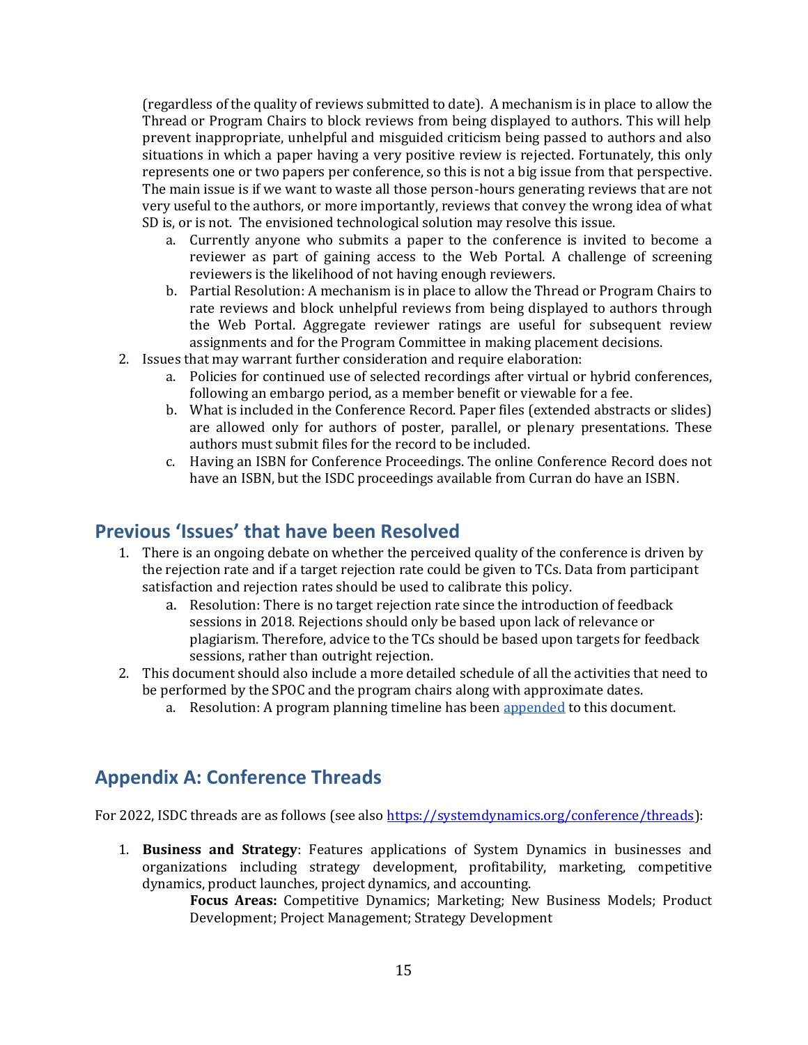(regardless of the quality of reviews submitted to date). A mechanism is in place to allow the Thread or Program Chairs to block reviews from being displayed to authors. This will help prevent inappropriate, unhelpful and misguided criticism being passed to authors and also situations in which a paper having a very positive review is rejected. Fortunately, this only represents one or two papers per conference, so this is not a big issue from that perspective. The main issue is if we want to waste all those person-hours generating reviews that are not very useful to the authors, or more importantly, reviews that convey the wrong idea of what SD is, or is not. The envisioned technological solution may resolve this issue.

   a. Currently anyone who submits a paper to the conference is invited to become a reviewer as part of gaining access to the Web Portal. A challenge of screening reviewers is the likelihood of not having enough reviewers.
   b. Partial Resolution: A mechanism is in place to allow the Thread or Program Chairs to rate reviews and block unhelpful reviews from being displayed to authors through the Web Portal. Aggregate reviewer ratings are useful for subsequent review assignments and for the Program Committee in making placement decisions.

2. Issues that may warrant further consideration and require elaboration:
   a. Policies for continued use of selected recordings after virtual or hybrid conferences, following an embargo period, as a member benefit or viewable for a fee.
   b. What is included in the Conference Record. Paper files (extended abstracts or slides) are allowed only for authors of poster, parallel, or plenary presentations. These authors must submit files for the record to be included.
   c. Having an ISBN for Conference Proceedings. The online Conference Record does not have an ISBN, but the ISDC proceedings available from Curran do have an ISBN.

## Previous 'Issues' that have been Resolved

1. There is an ongoing debate on whether the perceived quality of the conference is driven by the rejection rate and if a target rejection rate could be given to TCs. Data from participant satisfaction and rejection rates should be used to calibrate this policy.
   a. Resolution: There is no target rejection rate since the introduction of feedback sessions in 2018. Rejections should only be based upon lack of relevance or plagiarism. Therefore, advice to the TCs should be based upon targets for feedback sessions, rather than outright rejection.
2. This document should also include a more detailed schedule of all the activities that need to be performed by the SPOC and the program chairs along with approximate dates.
   a. Resolution: A program planning timeline has been appended to this document.

## Appendix A: Conference Threads

For 2022, ISDC threads are as follows (see also https://systemdynamics.org/conference/threads):

1. **Business and Strategy**: Features applications of System Dynamics in businesses and organizations including strategy development, profitability, marketing, competitive dynamics, product launches, project dynamics, and accounting.
   **Focus Areas:** Competitive Dynamics; Marketing; New Business Models; Product Development; Project Management; Strategy Development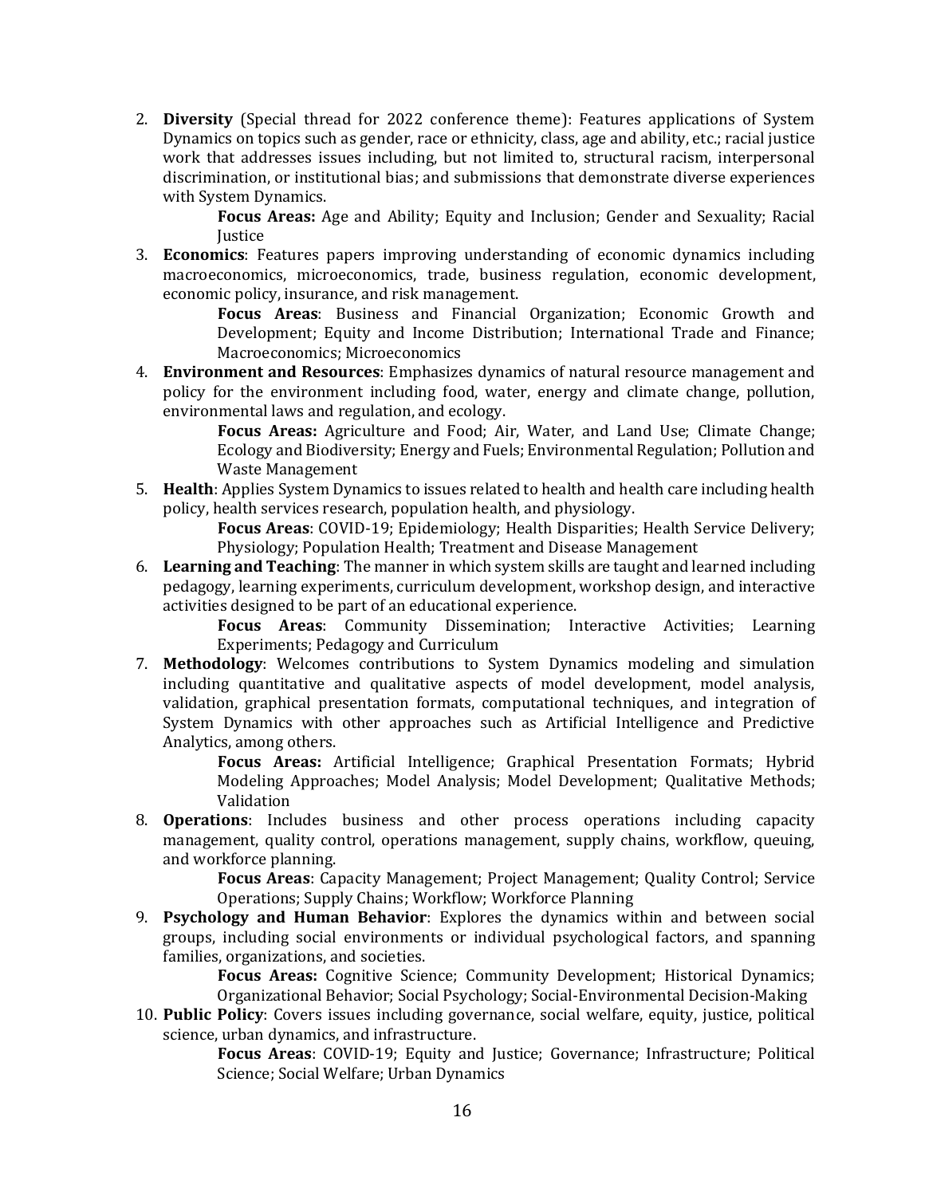2. **Diversity** (Special thread for 2022 conference theme): Features applications of System Dynamics on topics such as gender, race or ethnicity, class, age and ability, etc.; racial justice work that addresses issues including, but not limited to, structural racism, interpersonal discrimination, or institutional bias; and submissions that demonstrate diverse experiences with System Dynamics.

   **Focus Areas:** Age and Ability; Equity and Inclusion; Gender and Sexuality; Racial Justice

3. **Economics**: Features papers improving understanding of economic dynamics including macroeconomics, microeconomics, trade, business regulation, economic development, economic policy, insurance, and risk management.

   **Focus Areas**: Business and Financial Organization; Economic Growth and Development; Equity and Income Distribution; International Trade and Finance; Macroeconomics; Microeconomics

4. **Environment and Resources**: Emphasizes dynamics of natural resource management and policy for the environment including food, water, energy and climate change, pollution, environmental laws and regulation, and ecology.

   **Focus Areas:** Agriculture and Food; Air, Water, and Land Use; Climate Change; Ecology and Biodiversity; Energy and Fuels; Environmental Regulation; Pollution and Waste Management

5. **Health**: Applies System Dynamics to issues related to health and health care including health policy, health services research, population health, and physiology.

   **Focus Areas**: COVID-19; Epidemiology; Health Disparities; Health Service Delivery; Physiology; Population Health; Treatment and Disease Management

6. **Learning and Teaching**: The manner in which system skills are taught and learned including pedagogy, learning experiments, curriculum development, workshop design, and interactive activities designed to be part of an educational experience.

   **Focus Areas**: Community Dissemination; Interactive Activities; Learning Experiments; Pedagogy and Curriculum

7. **Methodology**: Welcomes contributions to System Dynamics modeling and simulation including quantitative and qualitative aspects of model development, model analysis, validation, graphical presentation formats, computational techniques, and integration of System Dynamics with other approaches such as Artificial Intelligence and Predictive Analytics, among others.

   **Focus Areas:** Artificial Intelligence; Graphical Presentation Formats; Hybrid Modeling Approaches; Model Analysis; Model Development; Qualitative Methods; Validation

8. **Operations**: Includes business and other process operations including capacity management, quality control, operations management, supply chains, workflow, queuing, and workforce planning.

   **Focus Areas**: Capacity Management; Project Management; Quality Control; Service Operations; Supply Chains; Workflow; Workforce Planning

9. **Psychology and Human Behavior**: Explores the dynamics within and between social groups, including social environments or individual psychological factors, and spanning families, organizations, and societies.

   **Focus Areas:** Cognitive Science; Community Development; Historical Dynamics; Organizational Behavior; Social Psychology; Social-Environmental Decision-Making

10. **Public Policy**: Covers issues including governance, social welfare, equity, justice, political science, urban dynamics, and infrastructure.

    **Focus Areas**: COVID-19; Equity and Justice; Governance; Infrastructure; Political Science; Social Welfare; Urban Dynamics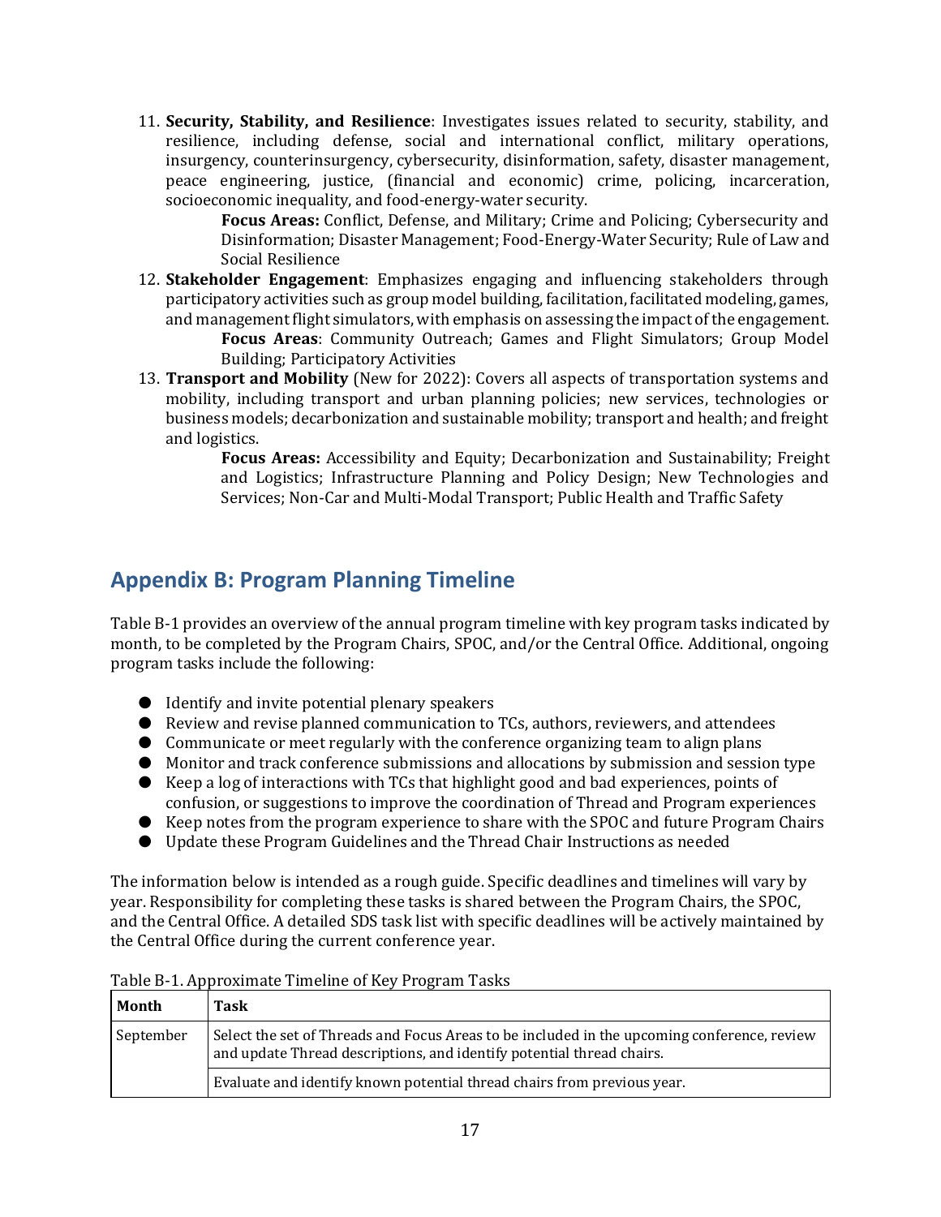11. **Security, Stability, and Resilience**: Investigates issues related to security, stability, and resilience, including defense, social and international conflict, military operations, insurgency, counterinsurgency, cybersecurity, disinformation, safety, disaster management, peace engineering, justice, (financial and economic) crime, policing, incarceration, socioeconomic inequality, and food-energy-water security.
    **Focus Areas:** Conflict, Defense, and Military; Crime and Policing; Cybersecurity and Disinformation; Disaster Management; Food-Energy-Water Security; Rule of Law and Social Resilience
12. **Stakeholder Engagement**: Emphasizes engaging and influencing stakeholders through participatory activities such as group model building, facilitation, facilitated modeling, games, and management flight simulators, with emphasis on assessing the impact of the engagement.
    **Focus Areas**: Community Outreach; Games and Flight Simulators; Group Model Building; Participatory Activities
13. **Transport and Mobility** (New for 2022): Covers all aspects of transportation systems and mobility, including transport and urban planning policies; new services, technologies or business models; decarbonization and sustainable mobility; transport and health; and freight and logistics.
    **Focus Areas:** Accessibility and Equity; Decarbonization and Sustainability; Freight and Logistics; Infrastructure Planning and Policy Design; New Technologies and Services; Non-Car and Multi-Modal Transport; Public Health and Traffic Safety

## Appendix B: Program Planning Timeline

Table B-1 provides an overview of the annual program timeline with key program tasks indicated by month, to be completed by the Program Chairs, SPOC, and/or the Central Office. Additional, ongoing program tasks include the following:

- Identify and invite potential plenary speakers
- Review and revise planned communication to TCs, authors, reviewers, and attendees
- Communicate or meet regularly with the conference organizing team to align plans
- Monitor and track conference submissions and allocations by submission and session type
- Keep a log of interactions with TCs that highlight good and bad experiences, points of confusion, or suggestions to improve the coordination of Thread and Program experiences
- Keep notes from the program experience to share with the SPOC and future Program Chairs
- Update these Program Guidelines and the Thread Chair Instructions as needed

The information below is intended as a rough guide. Specific deadlines and timelines will vary by year. Responsibility for completing these tasks is shared between the Program Chairs, the SPOC, and the Central Office. A detailed SDS task list with specific deadlines will be actively maintained by the Central Office during the current conference year.

Table B-1. Approximate Timeline of Key Program Tasks

| Month | Task |
|---|---|
| September | Select the set of Threads and Focus Areas to be included in the upcoming conference, review and update Thread descriptions, and identify potential thread chairs. |
| | Evaluate and identify known potential thread chairs from previous year. |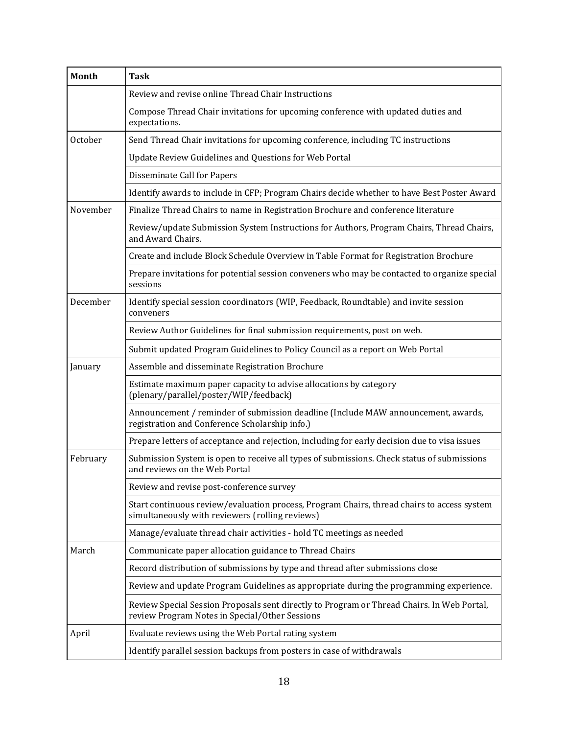| Month | Task |
|---|---|
| | Review and revise online Thread Chair Instructions |
| | Compose Thread Chair invitations for upcoming conference with updated duties and expectations. |
| October | Send Thread Chair invitations for upcoming conference, including TC instructions |
| | Update Review Guidelines and Questions for Web Portal |
| | Disseminate Call for Papers |
| | Identify awards to include in CFP; Program Chairs decide whether to have Best Poster Award |
| November | Finalize Thread Chairs to name in Registration Brochure and conference literature |
| | Review/update Submission System Instructions for Authors, Program Chairs, Thread Chairs, and Award Chairs. |
| | Create and include Block Schedule Overview in Table Format for Registration Brochure |
| | Prepare invitations for potential session conveners who may be contacted to organize special sessions |
| December | Identify special session coordinators (WIP, Feedback, Roundtable) and invite session conveners |
| | Review Author Guidelines for final submission requirements, post on web. |
| | Submit updated Program Guidelines to Policy Council as a report on Web Portal |
| January | Assemble and disseminate Registration Brochure |
| | Estimate maximum paper capacity to advise allocations by category (plenary/parallel/poster/WIP/feedback) |
| | Announcement / reminder of submission deadline (Include MAW announcement, awards, registration and Conference Scholarship info.) |
| | Prepare letters of acceptance and rejection, including for early decision due to visa issues |
| February | Submission System is open to receive all types of submissions. Check status of submissions and reviews on the Web Portal |
| | Review and revise post-conference survey |
| | Start continuous review/evaluation process, Program Chairs, thread chairs to access system simultaneously with reviewers (rolling reviews) |
| | Manage/evaluate thread chair activities - hold TC meetings as needed |
| March | Communicate paper allocation guidance to Thread Chairs |
| | Record distribution of submissions by type and thread after submissions close |
| | Review and update Program Guidelines as appropriate during the programming experience. |
| | Review Special Session Proposals sent directly to Program or Thread Chairs. In Web Portal, review Program Notes in Special/Other Sessions |
| April | Evaluate reviews using the Web Portal rating system |
| | Identify parallel session backups from posters in case of withdrawals |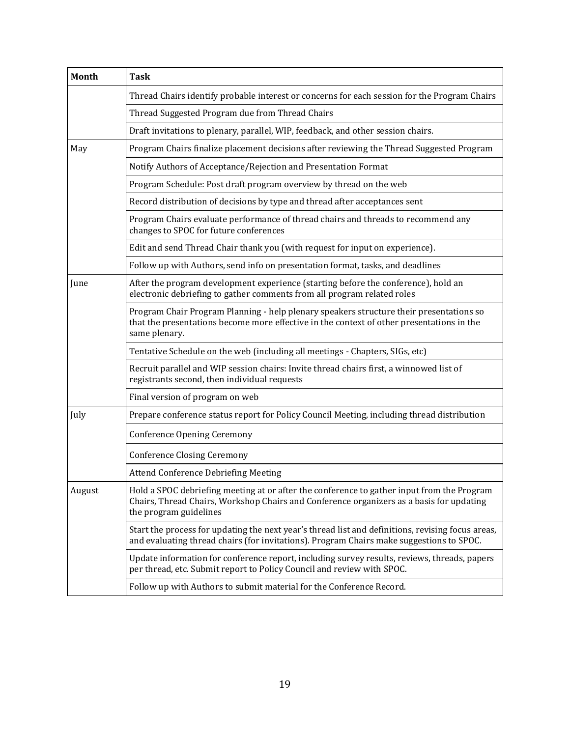| Month | Task |
|---|---|
| | Thread Chairs identify probable interest or concerns for each session for the Program Chairs |
| | Thread Suggested Program due from Thread Chairs |
| | Draft invitations to plenary, parallel, WIP, feedback, and other session chairs. |
| May | Program Chairs finalize placement decisions after reviewing the Thread Suggested Program |
| | Notify Authors of Acceptance/Rejection and Presentation Format |
| | Program Schedule: Post draft program overview by thread on the web |
| | Record distribution of decisions by type and thread after acceptances sent |
| | Program Chairs evaluate performance of thread chairs and threads to recommend any changes to SPOC for future conferences |
| | Edit and send Thread Chair thank you (with request for input on experience). |
| | Follow up with Authors, send info on presentation format, tasks, and deadlines |
| June | After the program development experience (starting before the conference), hold an electronic debriefing to gather comments from all program related roles |
| | Program Chair Program Planning - help plenary speakers structure their presentations so that the presentations become more effective in the context of other presentations in the same plenary. |
| | Tentative Schedule on the web (including all meetings - Chapters, SIGs, etc) |
| | Recruit parallel and WIP session chairs: Invite thread chairs first, a winnowed list of registrants second, then individual requests |
| | Final version of program on web |
| July | Prepare conference status report for Policy Council Meeting, including thread distribution |
| | Conference Opening Ceremony |
| | Conference Closing Ceremony |
| | Attend Conference Debriefing Meeting |
| August | Hold a SPOC debriefing meeting at or after the conference to gather input from the Program Chairs, Thread Chairs, Workshop Chairs and Conference organizers as a basis for updating the program guidelines |
| | Start the process for updating the next year's thread list and definitions, revising focus areas, and evaluating thread chairs (for invitations). Program Chairs make suggestions to SPOC. |
| | Update information for conference report, including survey results, reviews, threads, papers per thread, etc. Submit report to Policy Council and review with SPOC. |
| | Follow up with Authors to submit material for the Conference Record. |